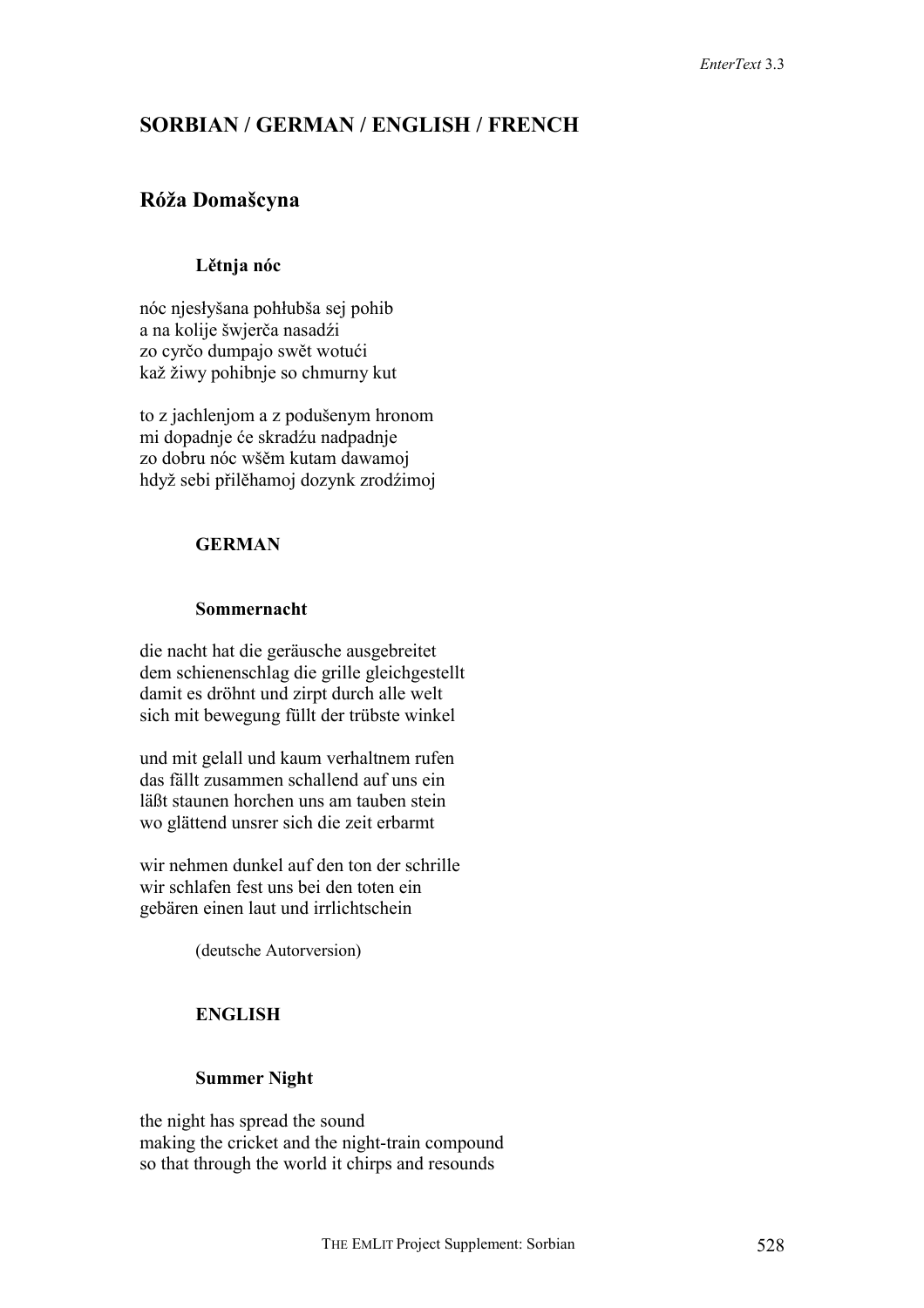## SORBIAN / GERMAN / ENGLISH / FRENCH

## Róža Domašcyna

### Lětnja nóc

nóc njesłyšana pohłubša sej pohib  
a na kolije šwjerča nasadźi  
zo cyrčo dumpajo swět wotući  
kaž žiwy pohibnje so chmurny kut

to z jachlenjom a z podušenym hronom  
mi dopadnje će skradźu nadpadnje  
zo dobru nóc wšěm kutam dawamoj  
hdyž sebi přilěhamoj dozynk zrodźimoj

### GERMAN

### Sommernacht

die nacht hat die geräusche ausgebreitet  
dem schienenschlag die grille gleichgestellt  
damit es dröhnt und zirpt durch alle welt  
sich mit bewegung füllt der trübste winkel

und mit gelall und kaum verhaltnem rufen  
das fällt zusammen schallend auf uns ein  
läßt staunen horchen uns am tauben stein  
wo glättend unsrer sich die zeit erbarmt

wir nehmen dunkel auf den ton der schrille  
wir schlafen fest uns bei den toten ein  
gebären einen laut und irrlichtschein

(deutsche Autorversion)

### ENGLISH

### Summer Night

the night has spread the sound  
making the cricket and the night-train compound  
so that through the world it chirps and resounds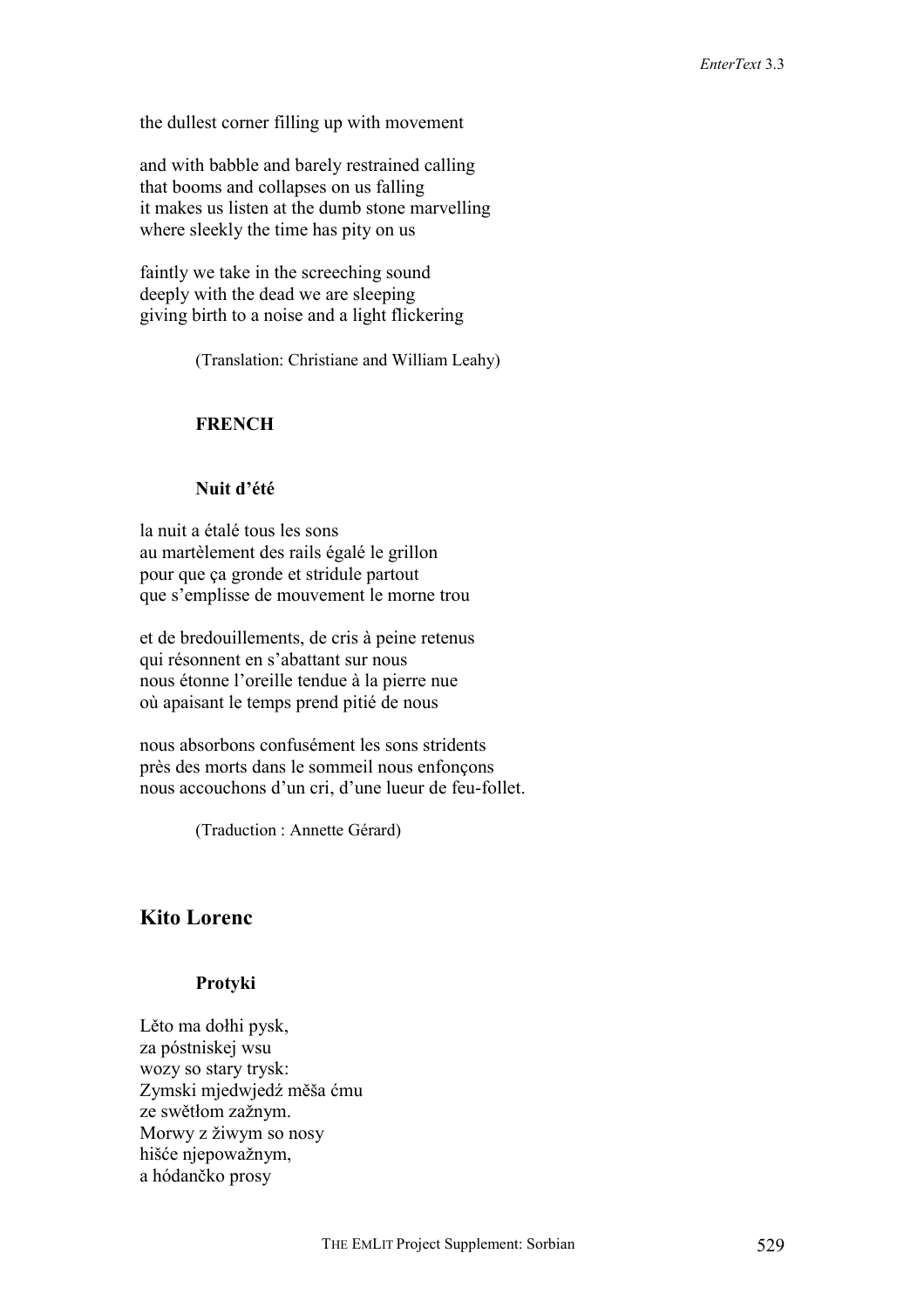the dullest corner filling up with movement

and with babble and barely restrained calling
that booms and collapses on us falling
it makes us listen at the dumb stone marvelling
where sleekly the time has pity on us

faintly we take in the screeching sound
deeply with the dead we are sleeping
giving birth to a noise and a light flickering

(Translation: Christiane and William Leahy)

### FRENCH

#### Nuit d'été

la nuit a étalé tous les sons
au martèlement des rails égalé le grillon
pour que ça gronde et stridule partout
que s'emplisse de mouvement le morne trou

et de bredouillements, de cris à peine retenus
qui résonnent en s'abattant sur nous
nous étonne l'oreille tendue à la pierre nue
où apaisant le temps prend pitié de nous

nous absorbons confusément les sons stridents
près des morts dans le sommeil nous enfonçons
nous accouchons d'un cri, d'une lueur de feu-follet.

(Traduction : Annette Gérard)

## Kito Lorenc

#### Protyki

Lěto ma dołhi pysk,
za póstniskej wsu
wozy so stary trysk:
Zymski mjedwjedź měša ćmu
ze swětłom zažnym.
Morwy z žiwym so nosy
hišće njepoważnym,
a hódančko prosy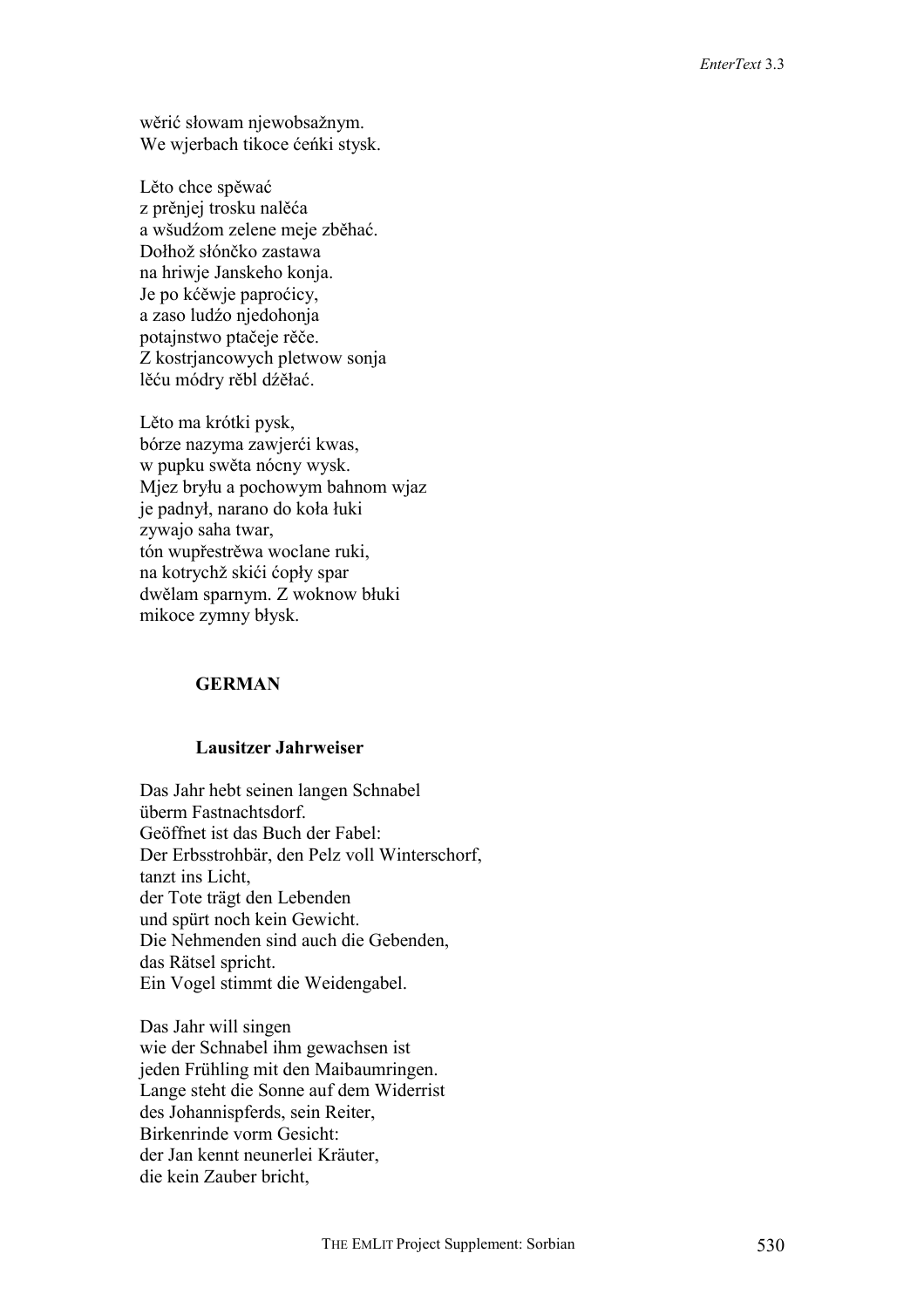wěrić słowam njewobsažnym.
We wjerbach tikoce ćeńki stysk.

Lěto chce spěwać
z prěnjej trosku naléća
a wšudźom zelene meje zběhać.
Dołhož słónčko zastawa
na hriwje Janskeho konja.
Je po kćěwje paproćicy,
a zaso ludźo njedohonja
potajnstwo ptačeje rěče.
Z kostrjancowych pletwow sonja
lěću módry rěbl dźěłać.

Lěto ma krótki pysk,
bórze nazyma zawjerći kwas,
w pupku swěta nócny wysk.
Mjez bryłu a pochowym bahnom wjaz
je padnył, narano do koła łuki
zywajo saha twar,
tón wupřestrěwa woclane ruki,
na kotrychž skići ćopły spar
dwělam sparnym. Z woknow błuki
mikoce zymny błysk.

### GERMAN

### Lausitzer Jahrweiser

Das Jahr hebt seinen langen Schnabel
überm Fastnachtsdorf.
Geöffnet ist das Buch der Fabel:
Der Erbsstrohbär, den Pelz voll Winterschorf,
tanzt ins Licht,
der Tote trägt den Lebenden
und spürt noch kein Gewicht.
Die Nehmenden sind auch die Gebenden,
das Rätsel spricht.
Ein Vogel stimmt die Weidengabel.

Das Jahr will singen
wie der Schnabel ihm gewachsen ist
jeden Frühling mit den Maibaumringen.
Lange steht die Sonne auf dem Widerrist
des Johannispferds, sein Reiter,
Birkenrinde vorm Gesicht:
der Jan kennt neunerlei Kräuter,
die kein Zauber bricht,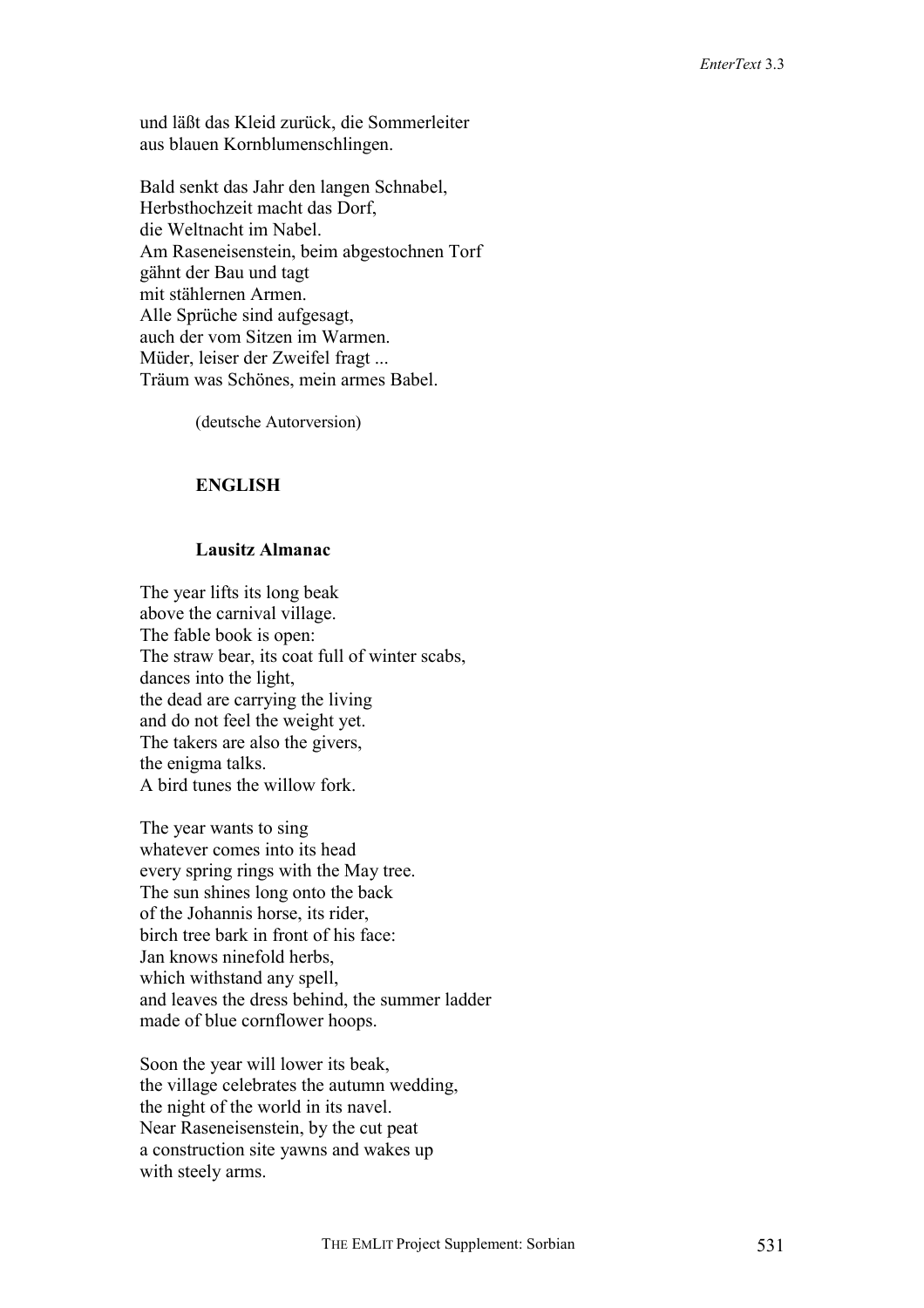und läßt das Kleid zurück, die Sommerleiter
aus blauen Kornblumenschlingen.

Bald senkt das Jahr den langen Schnabel,
Herbsthochzeit macht das Dorf,
die Weltnacht im Nabel.
Am Raseneisenstein, beim abgestochnen Torf
gähnt der Bau und tagt
mit stählernen Armen.
Alle Sprüche sind aufgesagt,
auch der vom Sitzen im Warmen.
Müder, leiser der Zweifel fragt ...
Träum was Schönes, mein armes Babel.

(deutsche Autorversion)

**ENGLISH**

**Lausitz Almanac**

The year lifts its long beak
above the carnival village.
The fable book is open:
The straw bear, its coat full of winter scabs,
dances into the light,
the dead are carrying the living
and do not feel the weight yet.
The takers are also the givers,
the enigma talks.
A bird tunes the willow fork.

The year wants to sing
whatever comes into its head
every spring rings with the May tree.
The sun shines long onto the back
of the Johannis horse, its rider,
birch tree bark in front of his face:
Jan knows ninefold herbs,
which withstand any spell,
and leaves the dress behind, the summer ladder
made of blue cornflower hoops.

Soon the year will lower its beak,
the village celebrates the autumn wedding,
the night of the world in its navel.
Near Raseneisenstein, by the cut peat
a construction site yawns and wakes up
with steely arms.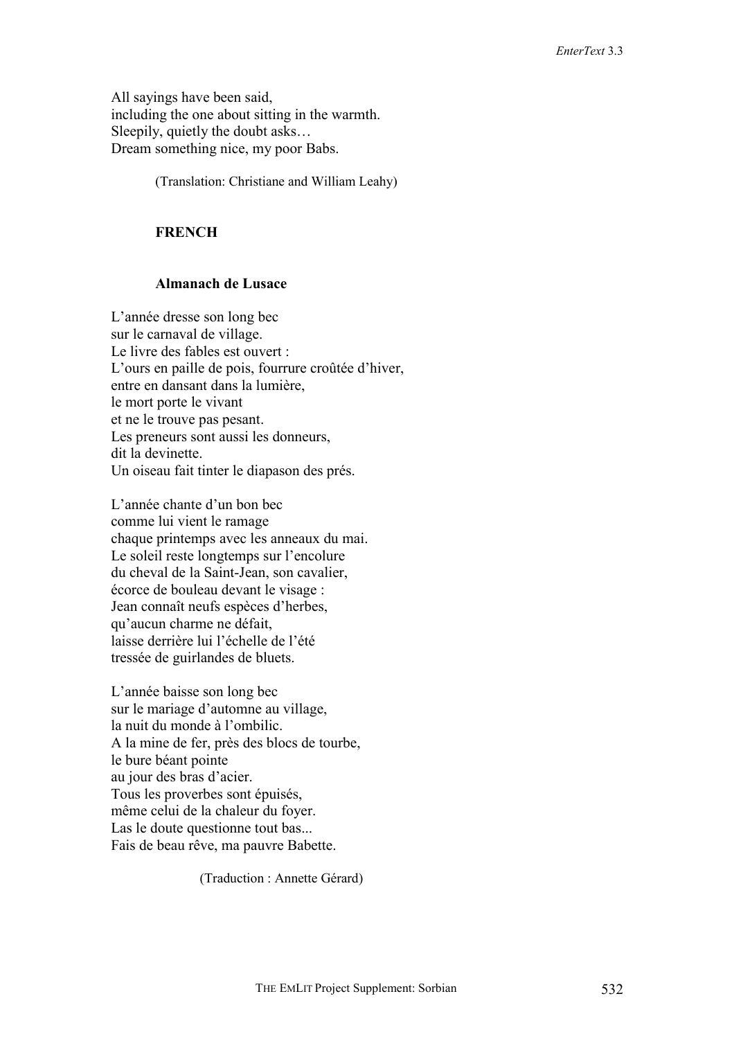All sayings have been said,
including the one about sitting in the warmth.
Sleepily, quietly the doubt asks…
Dream something nice, my poor Babs.

(Translation: Christiane and William Leahy)

## FRENCH

### Almanach de Lusace

L'année dresse son long bec
sur le carnaval de village.
Le livre des fables est ouvert :
L'ours en paille de pois, fourrure croûtée d'hiver,
entre en dansant dans la lumière,
le mort porte le vivant
et ne le trouve pas pesant.
Les preneurs sont aussi les donneurs,
dit la devinette.
Un oiseau fait tinter le diapason des prés.

L'année chante d'un bon bec
comme lui vient le ramage
chaque printemps avec les anneaux du mai.
Le soleil reste longtemps sur l'encolure
du cheval de la Saint-Jean, son cavalier,
écorce de bouleau devant le visage :
Jean connaît neufs espèces d'herbes,
qu'aucun charme ne défait,
laisse derrière lui l'échelle de l'été
tressée de guirlandes de bluets.

L'année baisse son long bec
sur le mariage d'automne au village,
la nuit du monde à l'ombilic.
A la mine de fer, près des blocs de tourbe,
le bure béant pointe
au jour des bras d'acier.
Tous les proverbes sont épuisés,
même celui de la chaleur du foyer.
Las le doute questionne tout bas...
Fais de beau rêve, ma pauvre Babette.

(Traduction : Annette Gérard)